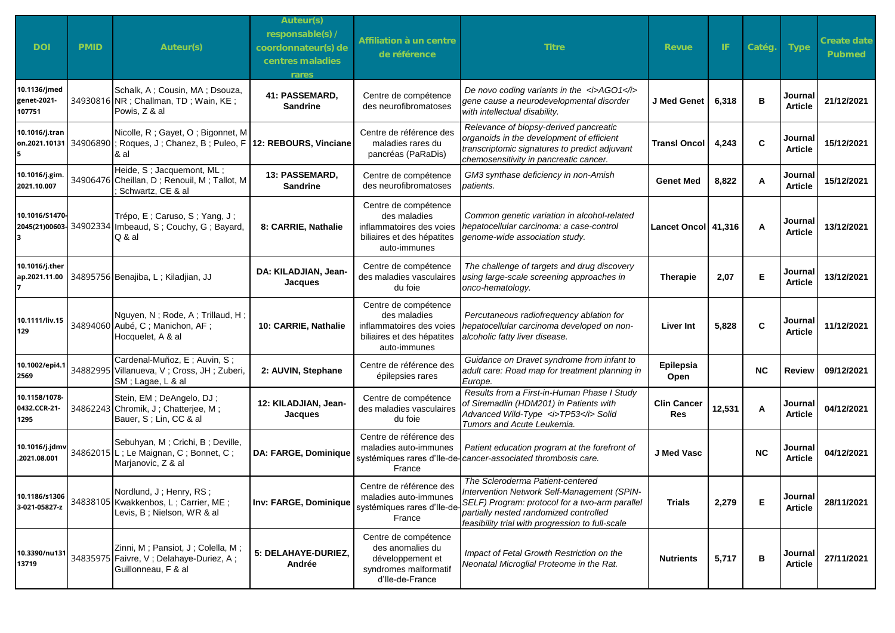| DOI | PMID | Auteur(s) | Auteur(s) responsable(s) / coordonnateur(s) de centres maladies rares | Affiliation à un centre de référence | Titre | Revue | IF | Catég. | Type | Create date Pubmed |
|---|---|---|---|---|---|---|---|---|---|---|
| 10.1136/jmedgenet-2021-107751 | 34930816 | Schalk, A ; Cousin, MA ; Dsouza, NR ; Challman, TD ; Wain, KE ; Powis, Z & al | **41: PASSEMARD, Sandrine** | Centre de compétence des neurofibromatoses | *De novo coding variants in the <i>AGO1</i> gene cause a neurodevelopmental disorder with intellectual disability.* | **J Med Genet** | **6,318** | **B** | **Journal Article** | **21/12/2021** |
| 10.1016/j.tranon.2021.101315 | 34906890 | Nicolle, R ; Gayet, O ; Bigonnet, M ; Roques, J ; Chanez, B ; Puleo, F & al | **12: REBOURS, Vinciane** | Centre de référence des maladies rares du pancréas (PaRaDis) | *Relevance of biopsy-derived pancreatic organoids in the development of efficient transcriptomic signatures to predict adjuvant chemosensitivity in pancreatic cancer.* | **Transl Oncol** | **4,243** | **C** | **Journal Article** | **15/12/2021** |
| 10.1016/j.gim.2021.10.007 | 34906476 | Heide, S ; Jacquemont, ML ; Cheillan, D ; Renouil, M ; Tallot, M ; Schwartz, CE & al | **13: PASSEMARD, Sandrine** | Centre de compétence des neurofibromatoses | *GM3 synthase deficiency in non-Amish patients.* | **Genet Med** | **8,822** | **A** | **Journal Article** | **15/12/2021** |
| 10.1016/S1470-2045(21)00603-3 | 34902334 | Trépo, E ; Caruso, S ; Yang, J ; Imbeaud, S ; Couchy, G ; Bayard, Q & al | **8: CARRIE, Nathalie** | Centre de compétence des maladies inflammatoires des voies biliaires et des hépatites auto-immunes | *Common genetic variation in alcohol-related hepatocellular carcinoma: a case-control genome-wide association study.* | **Lancet Oncol** | **41,316** | **A** | **Journal Article** | **13/12/2021** |
| 10.1016/j.therap.2021.11.007 | 34895756 | Benajiba, L ; Kiladjian, JJ | **DA: KILADJIAN, Jean-Jacques** | Centre de compétence des maladies vasculaires du foie | *The challenge of targets and drug discovery using large-scale screening approaches in onco-hematology.* | **Therapie** | **2,07** | **E** | **Journal Article** | **13/12/2021** |
| 10.1111/liv.15129 | 34894060 | Nguyen, N ; Rode, A ; Trillaud, H ; Aubé, C ; Manichon, AF ; Hocquelet, A & al | **10: CARRIE, Nathalie** | Centre de compétence des maladies inflammatoires des voies biliaires et des hépatites auto-immunes | *Percutaneous radiofrequency ablation for hepatocellular carcinoma developed on non-alcoholic fatty liver disease.* | **Liver Int** | **5,828** | **C** | **Journal Article** | **11/12/2021** |
| 10.1002/epi4.12569 | 34882995 | Cardenal-Muñoz, E ; Auvin, S ; Villanueva, V ; Cross, JH ; Zuberi, SM ; Lagae, L & al | **2: AUVIN, Stephane** | Centre de référence des épilepsies rares | *Guidance on Dravet syndrome from infant to adult care: Road map for treatment planning in Europe.* | **Epilepsia Open** | | **NC** | **Review** | **09/12/2021** |
| 10.1158/1078-0432.CCR-21-1295 | 34862243 | Stein, EM ; DeAngelo, DJ ; Chromik, J ; Chatterjee, M ; Bauer, S ; Lin, CC & al | **12: KILADJIAN, Jean-Jacques** | Centre de compétence des maladies vasculaires du foie | *Results from a First-in-Human Phase I Study of Siremadlin (HDM201) in Patients with Advanced Wild-Type <i>TP53</i> Solid Tumors and Acute Leukemia.* | **Clin Cancer Res** | **12,531** | **A** | **Journal Article** | **04/12/2021** |
| 10.1016/j.jdmv.2021.08.001 | 34862015 | Sebuhyan, M ; Crichi, B ; Deville, L ; Le Maignan, C ; Bonnet, C ; Marjanovic, Z & al | **DA: FARGE, Dominique** | Centre de référence des maladies auto-immunes systémiques rares d'Ile-de-France | *Patient education program at the forefront of cancer-associated thrombosis care.* | **J Med Vasc** | | **NC** | **Journal Article** | **04/12/2021** |
| 10.1186/s13063-021-05827-z | 34838105 | Nordlund, J ; Henry, RS ; Kwakkenbos, L ; Carrier, ME ; Levis, B ; Nielson, WR & al | **Inv: FARGE, Dominique** | Centre de référence des maladies auto-immunes systémiques rares d'Ile-de-France | *The Scleroderma Patient-centered Intervention Network Self-Management (SPIN-SELF) Program: protocol for a two-arm parallel partially nested randomized controlled feasibility trial with progression to full-scale* | **Trials** | **2,279** | **E** | **Journal Article** | **28/11/2021** |
| 10.3390/nu13113719 | 34835975 | Zinni, M ; Pansiot, J ; Colella, M ; Faivre, V ; Delahaye-Duriez, A ; Guillonneau, F & al | **5: DELAHAYE-DURIEZ, Andrée** | Centre de compétence des anomalies du développement et syndromes malformatif d'Ile-de-France | *Impact of Fetal Growth Restriction on the Neonatal Microglial Proteome in the Rat.* | **Nutrients** | **5,717** | **B** | **Journal Article** | **27/11/2021** |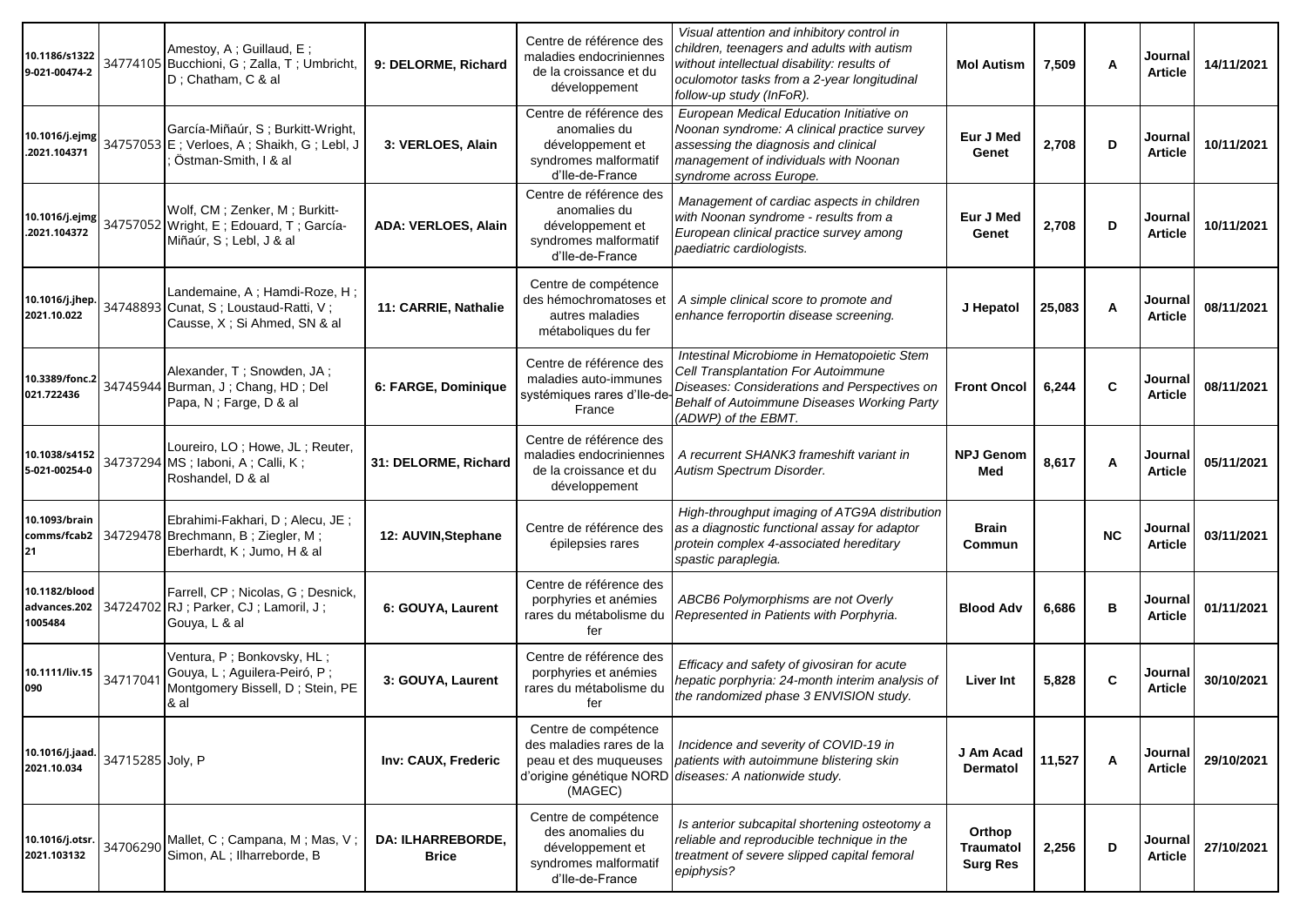| | | | | | | | | | | |
|---|---|---|---|---|---|---|---|---|---|---|
| 10.1186/s13229-021-00474-2 | 34774105 | Amestoy, A ; Guillaud, E ; Bucchioni, G ; Zalla, T ; Umbricht, D ; Chatham, C & al | 9: DELORME, Richard | Centre de référence des maladies endocriniennes de la croissance et du développement | *Visual attention and inhibitory control in children, teenagers and adults with autism without intellectual disability: results of oculomotor tasks from a 2-year longitudinal follow-up study (InFoR).* | **Mol Autism** | **7,509** | **A** | **Journal Article** | **14/11/2021** |
| 10.1016/j.ejmg.2021.104371 | 34757053 | García-Miñaúr, S ; Burkitt-Wright, E ; Verloes, A ; Shaikh, G ; Lebl, J ; Östman-Smith, I & al | 3: VERLOES, Alain | Centre de référence des anomalies du développement et syndromes malformatif d'Ile-de-France | *European Medical Education Initiative on Noonan syndrome: A clinical practice survey assessing the diagnosis and clinical management of individuals with Noonan syndrome across Europe.* | **Eur J Med Genet** | **2,708** | **D** | **Journal Article** | **10/11/2021** |
| 10.1016/j.ejmg.2021.104372 | 34757052 | Wolf, CM ; Zenker, M ; Burkitt-Wright, E ; Edouard, T ; García-Miñaúr, S ; Lebl, J & al | ADA: VERLOES, Alain | Centre de référence des anomalies du développement et syndromes malformatif d'Ile-de-France | *Management of cardiac aspects in children with Noonan syndrome - results from a European clinical practice survey among paediatric cardiologists.* | **Eur J Med Genet** | **2,708** | **D** | **Journal Article** | **10/11/2021** |
| 10.1016/j.jhep.2021.10.022 | 34748893 | Landemaine, A ; Hamdi-Roze, H ; Cunat, S ; Loustaud-Ratti, V ; Causse, X ; Si Ahmed, SN & al | 11: CARRIE, Nathalie | Centre de compétence des hémochromatoses et autres maladies métaboliques du fer | *A simple clinical score to promote and enhance ferroportin disease screening.* | **J Hepatol** | **25,083** | **A** | **Journal Article** | **08/11/2021** |
| 10.3389/fonc.2021.722436 | 34745944 | Alexander, T ; Snowden, JA ; Burman, J ; Chang, HD ; Del Papa, N ; Farge, D & al | 6: FARGE, Dominique | Centre de référence des maladies auto-immunes systémiques rares d'Ile-de-France | *Intestinal Microbiome in Hematopoietic Stem Cell Transplantation For Autoimmune Diseases: Considerations and Perspectives on Behalf of Autoimmune Diseases Working Party (ADWP) of the EBMT.* | **Front Oncol** | **6,244** | **C** | **Journal Article** | **08/11/2021** |
| 10.1038/s41525-021-00254-0 | 34737294 | Loureiro, LO ; Howe, JL ; Reuter, MS ; Iaboni, A ; Calli, K ; Roshandel, D & al | 31: DELORME, Richard | Centre de référence des maladies endocriniennes de la croissance et du développement | *A recurrent SHANK3 frameshift variant in Autism Spectrum Disorder.* | **NPJ Genom Med** | **8,617** | **A** | **Journal Article** | **05/11/2021** |
| 10.1093/braincomms/fcab221 | 34729478 | Ebrahimi-Fakhari, D ; Alecu, JE ; Brechmann, B ; Ziegler, M ; Eberhardt, K ; Jumo, H & al | 12: AUVIN,Stephane | Centre de référence des épilepsies rares | *High-throughput imaging of ATG9A distribution as a diagnostic functional assay for adaptor protein complex 4-associated hereditary spastic paraplegia.* | **Brain Commun** | | **NC** | **Journal Article** | **03/11/2021** |
| 10.1182/bloodadvances.2021005484 | 34724702 | Farrell, CP ; Nicolas, G ; Desnick, RJ ; Parker, CJ ; Lamoril, J ; Gouya, L & al | 6: GOUYA, Laurent | Centre de référence des porphyries et anémies rares du métabolisme du fer | *ABCB6 Polymorphisms are not Overly Represented in Patients with Porphyria.* | **Blood Adv** | **6,686** | **B** | **Journal Article** | **01/11/2021** |
| 10.1111/liv.15090 | 34717041 | Ventura, P ; Bonkovsky, HL ; Gouya, L ; Aguilera-Peiró, P ; Montgomery Bissell, D ; Stein, PE & al | 3: GOUYA, Laurent | Centre de référence des porphyries et anémies rares du métabolisme du fer | *Efficacy and safety of givosiran for acute hepatic porphyria: 24-month interim analysis of the randomized phase 3 ENVISION study.* | **Liver Int** | **5,828** | **C** | **Journal Article** | **30/10/2021** |
| 10.1016/j.jaad.2021.10.034 | 34715285 | Joly, P | Inv: CAUX, Frederic | Centre de compétence des maladies rares de la peau et des muqueuses d'origine génétique NORD (MAGEC) | *Incidence and severity of COVID-19 in patients with autoimmune blistering skin diseases: A nationwide study.* | **J Am Acad Dermatol** | **11,527** | **A** | **Journal Article** | **29/10/2021** |
| 10.1016/j.otsr.2021.103132 | 34706290 | Mallet, C ; Campana, M ; Mas, V ; Simon, AL ; Ilharreborde, B | DA: ILHARREBORDE, Brice | Centre de compétence des anomalies du développement et syndromes malformatif d'Ile-de-France | *Is anterior subcapital shortening osteotomy a reliable and reproducible technique in the treatment of severe slipped capital femoral epiphysis?* | **Orthop Traumatol Surg Res** | **2,256** | **D** | **Journal Article** | **27/10/2021** |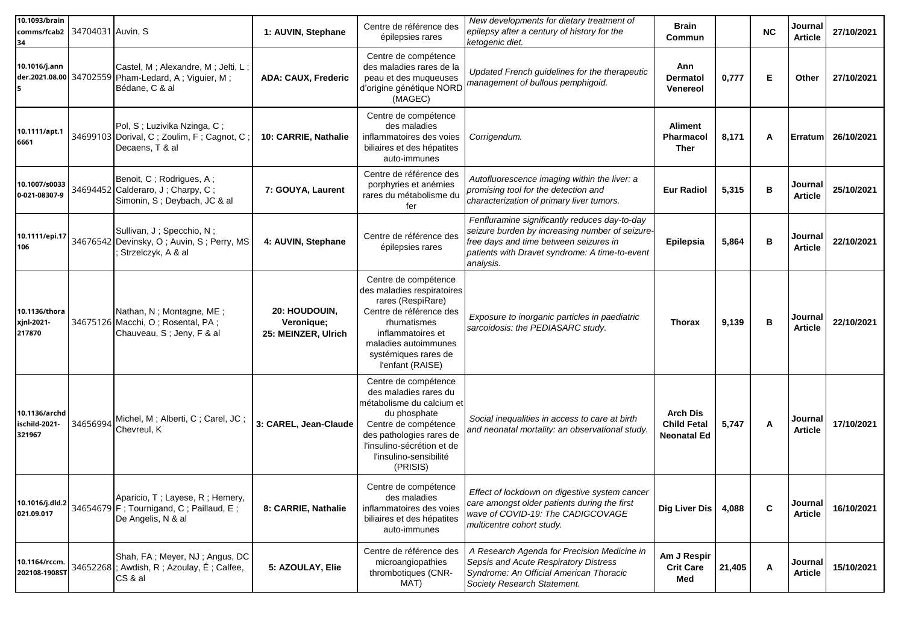| | | | | | | | | | | |
|---|---|---|---|---|---|---|---|---|---|---|
| 10.1093/braincomms/fcab234 | 34704031 | Auvin, S | 1: AUVIN, Stephane | Centre de référence des épilepsies rares | *New developments for dietary treatment of epilepsy after a century of history for the ketogenic diet.* | **Brain Commun** | | **NC** | **Journal Article** | **27/10/2021** |
| 10.1016/j.annder.2021.08.005 | 34702559 | Castel, M ; Alexandre, M ; Jelti, L ; Pham-Ledard, A ; Viguier, M ; Bédane, C & al | **ADA: CAUX, Frederic** | Centre de compétence des maladies rares de la peau et des muqueuses d'origine génétique NORD (MAGEC) | *Updated French guidelines for the therapeutic management of bullous pemphigoid.* | **Ann Dermatol Venereol** | **0,777** | **E** | **Other** | **27/10/2021** |
| 10.1111/apt.16661 | 34699103 | Pol, S ; Luzivika Nzinga, C ; Dorival, C ; Zoulim, F ; Cagnot, C ; Decaens, T & al | **10: CARRIE, Nathalie** | Centre de compétence des maladies inflammatoires des voies biliaires et des hépatites auto-immunes | *Corrigendum.* | **Aliment Pharmacol Ther** | **8,171** | **A** | **Erratum** | **26/10/2021** |
| 10.1007/s00330-021-08307-9 | 34694452 | Benoit, C ; Rodrigues, A ; Calderaro, J ; Charpy, C ; Simonin, S ; Deybach, JC & al | **7: GOUYA, Laurent** | Centre de référence des porphyries et anémies rares du métabolisme du fer | *Autofluorescence imaging within the liver: a promising tool for the detection and characterization of primary liver tumors.* | **Eur Radiol** | **5,315** | **B** | **Journal Article** | **25/10/2021** |
| 10.1111/epi.17106 | 34676542 | Sullivan, J ; Specchio, N ; Devinsky, O ; Auvin, S ; Perry, MS ; Strzelczyk, A & al | **4: AUVIN, Stephane** | Centre de référence des épilepsies rares | *Fenfluramine significantly reduces day-to-day seizure burden by increasing number of seizure-free days and time between seizures in patients with Dravet syndrome: A time-to-event analysis.* | **Epilepsia** | **5,864** | **B** | **Journal Article** | **22/10/2021** |
| 10.1136/thoraxjnl-2021-217870 | 34675126 | Nathan, N ; Montagne, ME ; Macchi, O ; Rosental, PA ; Chauveau, S ; Jeny, F & al | **20: HOUDOUIN, Veronique; 25: MEINZER, Ulrich** | Centre de compétence des maladies respiratoires rares (RespiRare) Centre de référence des rhumatismes inflammatoires et maladies autoimmunes systémiques rares de l'enfant (RAISE) | *Exposure to inorganic particles in paediatric sarcoidosis: the PEDIASARC study.* | **Thorax** | **9,139** | **B** | **Journal Article** | **22/10/2021** |
| 10.1136/archdischild-2021-321967 | 34656994 | Michel, M ; Alberti, C ; Carel, JC ; Chevreul, K | **3: CAREL, Jean-Claude** | Centre de compétence des maladies rares du métabolisme du calcium et du phosphate Centre de compétence des pathologies rares de l'insulino-sécrétion et de l'insulino-sensibilité (PRISIS) | *Social inequalities in access to care at birth and neonatal mortality: an observational study.* | **Arch Dis Child Fetal Neonatal Ed** | **5,747** | **A** | **Journal Article** | **17/10/2021** |
| 10.1016/j.dld.2021.09.017 | 34654679 | Aparicio, T ; Layese, R ; Hemery, F ; Tournigand, C ; Paillaud, E ; De Angelis, N & al | **8: CARRIE, Nathalie** | Centre de compétence des maladies inflammatoires des voies biliaires et des hépatites auto-immunes | *Effect of lockdown on digestive system cancer care amongst older patients during the first wave of COVID-19: The CADIGCOVAGE multicentre cohort study.* | **Dig Liver Dis** | **4,088** | **C** | **Journal Article** | **16/10/2021** |
| 10.1164/rccm.202108-1908ST | 34652268 | Shah, FA ; Meyer, NJ ; Angus, DC ; Awdish, R ; Azoulay, É ; Calfee, CS & al | **5: AZOULAY, Elie** | Centre de référence des microangiopathies thrombotiques (CNR-MAT) | *A Research Agenda for Precision Medicine in Sepsis and Acute Respiratory Distress Syndrome: An Official American Thoracic Society Research Statement.* | **Am J Respir Crit Care Med** | **21,405** | **A** | **Journal Article** | **15/10/2021** |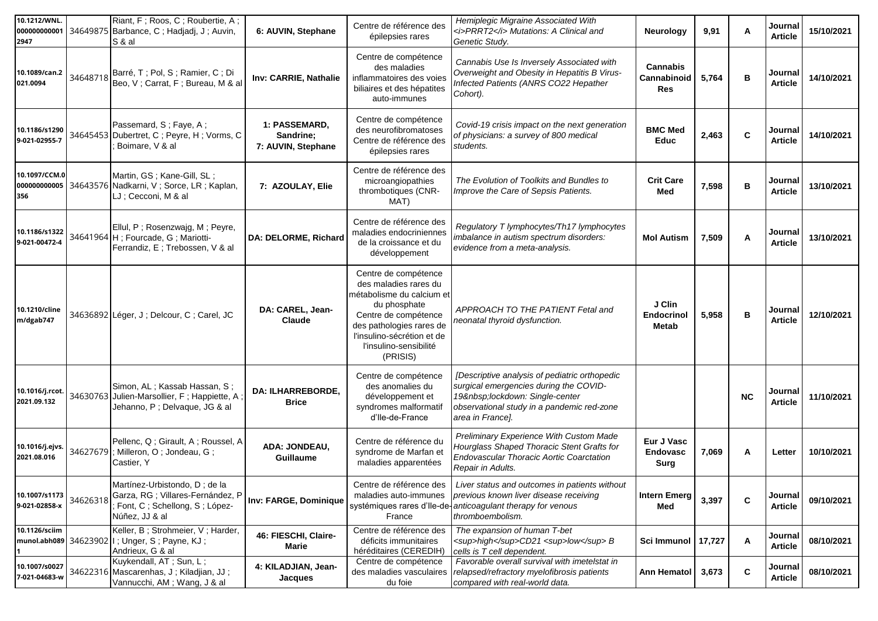| | | | | | | | | | | |
|---|---|---|---|---|---|---|---|---|---|---|
| 10.1212/WNL.0000000000012947 | 34649875 | Riant, F ; Roos, C ; Roubertie, A ; Barbance, C ; Hadjadj, J ; Auvin, S & al | **6: AUVIN, Stephane** | Centre de référence des épilepsies rares | *Hemiplegic Migraine Associated With <i>PRRT2</i> Mutations: A Clinical and Genetic Study.* | **Neurology** | **9,91** | **A** | **Journal Article** | **15/10/2021** |
| 10.1089/can.2021.0094 | 34648718 | Barré, T ; Pol, S ; Ramier, C ; Di Beo, V ; Carrat, F ; Bureau, M & al | **Inv: CARRIE, Nathalie** | Centre de compétence des maladies inflammatoires des voies biliaires et des hépatites auto-immunes | *Cannabis Use Is Inversely Associated with Overweight and Obesity in Hepatitis B Virus-Infected Patients (ANRS CO22 Hepather Cohort).* | **Cannabis Cannabinoid Res** | **5,764** | **B** | **Journal Article** | **14/10/2021** |
| 10.1186/s12909-021-02955-7 | 34645453 | Passemard, S ; Faye, A ; Dubertret, C ; Peyre, H ; Vorms, C ; Boimare, V & al | **1: PASSEMARD, Sandrine; 7: AUVIN, Stephane** | Centre de compétence des neurofibromatoses Centre de référence des épilepsies rares | *Covid-19 crisis impact on the next generation of physicians: a survey of 800 medical students.* | **BMC Med Educ** | **2,463** | **C** | **Journal Article** | **14/10/2021** |
| 10.1097/CCM.0000000000005356 | 34643576 | Martin, GS ; Kane-Gill, SL ; Nadkarni, V ; Sorce, LR ; Kaplan, LJ ; Cecconi, M & al | **7: AZOULAY, Elie** | Centre de référence des microangiopathies thrombotiques (CNR-MAT) | *The Evolution of Toolkits and Bundles to Improve the Care of Sepsis Patients.* | **Crit Care Med** | **7,598** | **B** | **Journal Article** | **13/10/2021** |
| 10.1186/s13229-021-00472-4 | 34641964 | Ellul, P ; Rosenzwajg, M ; Peyre, H ; Fourcade, G ; Mariotti-Ferrandiz, E ; Trebossen, V & al | **DA: DELORME, Richard** | Centre de référence des maladies endocriniennes de la croissance et du développement | *Regulatory T lymphocytes/Th17 lymphocytes imbalance in autism spectrum disorders: evidence from a meta-analysis.* | **Mol Autism** | **7,509** | **A** | **Journal Article** | **13/10/2021** |
| 10.1210/clinem/dgab747 | 34636892 | Léger, J ; Delcour, C ; Carel, JC | **DA: CAREL, Jean-Claude** | Centre de compétence des maladies rares du métabolisme du calcium et du phosphate Centre de compétence des pathologies rares de l'insulino-sécrétion et de l'insulino-sensibilité (PRISIS) | *APPROACH TO THE PATIENT Fetal and neonatal thyroid dysfunction.* | **J Clin Endocrinol Metab** | **5,958** | **B** | **Journal Article** | **12/10/2021** |
| 10.1016/j.rcot.2021.09.132 | 34630763 | Simon, AL ; Kassab Hassan, S ; Julien-Marsollier, F ; Happiette, A ; Jehanno, P ; Delvaque, JG & al | **DA: ILHARREBORDE, Brice** | Centre de compétence des anomalies du développement et syndromes malformatif d'Ile-de-France | *[Descriptive analysis of pediatric orthopedic surgical emergencies during the COVID-19&nbsp;lockdown: Single-center observational study in a pandemic red-zone area in France].* | | | **NC** | **Journal Article** | **11/10/2021** |
| 10.1016/j.ejvs.2021.08.016 | 34627679 | Pellenc, Q ; Girault, A ; Roussel, A ; Milleron, O ; Jondeau, G ; Castier, Y | **ADA: JONDEAU, Guillaume** | Centre de référence du syndrome de Marfan et maladies apparentées | *Preliminary Experience With Custom Made Hourglass Shaped Thoracic Stent Grafts for Endovascular Thoracic Aortic Coarctation Repair in Adults.* | **Eur J Vasc Endovasc Surg** | **7,069** | **A** | **Letter** | **10/10/2021** |
| 10.1007/s11739-021-02858-x | 34626318 | Martínez-Urbistondo, D ; de la Garza, RG ; Villares-Fernández, P ; Font, C ; Schellong, S ; López-Núñez, JJ & al | **Inv: FARGE, Dominique** | Centre de référence des maladies auto-immunes systémiques rares d'Ile-de-France | *Liver status and outcomes in patients without previous known liver disease receiving anticoagulant therapy for venous thromboembolism.* | **Intern Emerg Med** | **3,397** | **C** | **Journal Article** | **09/10/2021** |
| 10.1126/sciimmunol.abh0891 | 34623902 | Keller, B ; Strohmeier, V ; Harder, I ; Unger, S ; Payne, KJ ; Andrieux, G & al | **46: FIESCHI, Claire-Marie** | Centre de référence des déficits immunitaires héréditaires (CEREDIH) | *The expansion of human T-bet <sup>high</sup>CD21 <sup>low</sup> B cells is T cell dependent.* | **Sci Immunol** | **17,727** | **A** | **Journal Article** | **08/10/2021** |
| 10.1007/s00277-021-04683-w | 34622316 | Kuykendall, AT ; Sun, L ; Mascarenhas, J ; Kiladjian, JJ ; Vannucchi, AM ; Wang, J & al | **4: KILADJIAN, Jean-Jacques** | Centre de compétence des maladies vasculaires du foie | *Favorable overall survival with imetelstat in relapsed/refractory myelofibrosis patients compared with real-world data.* | **Ann Hematol** | **3,673** | **C** | **Journal Article** | **08/10/2021** |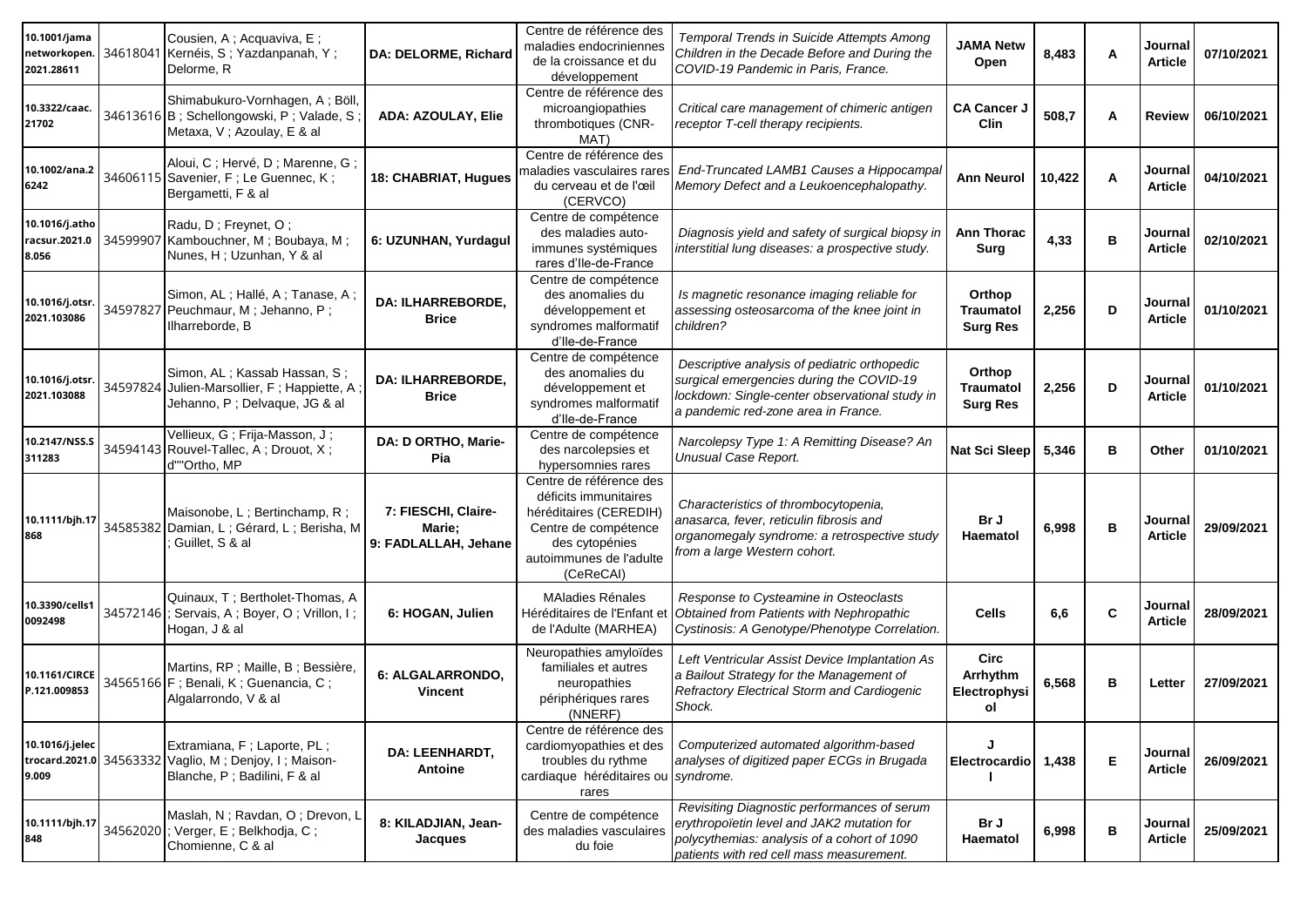| | | | | | | | | | | |
|---|---|---|---|---|---|---|---|---|---|---|
| **10.1001/jamanetworkopen.2021.28611** | 34618041 | Cousien, A ; Acquaviva, E ; Kernéis, S ; Yazdanpanah, Y ; Delorme, R | **DA: DELORME, Richard** | Centre de référence des maladies endocriniennes de la croissance et du développement | *Temporal Trends in Suicide Attempts Among Children in the Decade Before and During the COVID-19 Pandemic in Paris, France.* | **JAMA Netw Open** | **8,483** | **A** | **Journal Article** | **07/10/2021** |
| **10.3322/caac.21702** | 34613616 | Shimabukuro-Vornhagen, A ; Böll, B ; Schellongowski, P ; Valade, S ; Metaxa, V ; Azoulay, E & al | **ADA: AZOULAY, Elie** | Centre de référence des microangiopathies thrombotiques (CNR-MAT) | *Critical care management of chimeric antigen receptor T-cell therapy recipients.* | **CA Cancer J Clin** | **508,7** | **A** | **Review** | **06/10/2021** |
| **10.1002/ana.26242** | 34606115 | Aloui, C ; Hervé, D ; Marenne, G ; Savenier, F ; Le Guennec, K ; Bergametti, F & al | **18: CHABRIAT, Hugues** | Centre de référence des maladies vasculaires rares du cerveau et de l'œil (CERVCO) | *End-Truncated LAMB1 Causes a Hippocampal Memory Defect and a Leukoencephalopathy.* | **Ann Neurol** | **10,422** | **A** | **Journal Article** | **04/10/2021** |
| **10.1016/j.athoracsur.2021.08.056** | 34599907 | Radu, D ; Freynet, O ; Kambouchner, M ; Boubaya, M ; Nunes, H ; Uzunhan, Y & al | **6: UZUNHAN, Yurdagul** | Centre de compétence des maladies auto-immunes systémiques rares d'Ile-de-France | *Diagnosis yield and safety of surgical biopsy in interstitial lung diseases: a prospective study.* | **Ann Thorac Surg** | **4,33** | **B** | **Journal Article** | **02/10/2021** |
| **10.1016/j.otsr.2021.103086** | 34597827 | Simon, AL ; Hallé, A ; Tanase, A ; Peuchmaur, M ; Jehanno, P ; Ilharreborde, B | **DA: ILHARREBORDE, Brice** | Centre de compétence des anomalies du développement et syndromes malformatif d'Ile-de-France | *Is magnetic resonance imaging reliable for assessing osteosarcoma of the knee joint in children?* | **Orthop Traumatol Surg Res** | **2,256** | **D** | **Journal Article** | **01/10/2021** |
| **10.1016/j.otsr.2021.103088** | 34597824 | Simon, AL ; Kassab Hassan, S ; Julien-Marsollier, F ; Happiette, A ; Jehanno, P ; Delvaque, JG & al | **DA: ILHARREBORDE, Brice** | Centre de compétence des anomalies du développement et syndromes malformatif d'Ile-de-France | *Descriptive analysis of pediatric orthopedic surgical emergencies during the COVID-19 lockdown: Single-center observational study in a pandemic red-zone area in France.* | **Orthop Traumatol Surg Res** | **2,256** | **D** | **Journal Article** | **01/10/2021** |
| **10.2147/NSS.S311283** | 34594143 | Vellieux, G ; Frija-Masson, J ; Rouvel-Tallec, A ; Drouot, X ; d""Ortho, MP | **DA: D ORTHO, Marie-Pia** | Centre de compétence des narcolepsies et hypersomnies rares | *Narcolepsy Type 1: A Remitting Disease? An Unusual Case Report.* | **Nat Sci Sleep** | **5,346** | **B** | **Other** | **01/10/2021** |
| **10.1111/bjh.17868** | 34585382 | Maisonobe, L ; Bertinchamp, R ; Damian, L ; Gérard, L ; Berisha, M ; Guillet, S & al | **7: FIESCHI, Claire-Marie; 9: FADLALLAH, Jehane** | Centre de référence des déficits immunitaires héréditaires (CEREDIH) Centre de compétence des cytopénies autoimmunes de l'adulte (CeReCAI) | *Characteristics of thrombocytopenia, anasarca, fever, reticulin fibrosis and organomegaly syndrome: a retrospective study from a large Western cohort.* | **Br J Haematol** | **6,998** | **B** | **Journal Article** | **29/09/2021** |
| **10.3390/cells10092498** | 34572146 | Quinaux, T ; Bertholet-Thomas, A ; Servais, A ; Boyer, O ; Vrillon, I ; Hogan, J & al | **6: HOGAN, Julien** | MAladies Rénales Héréditaires de l'Enfant et de l'Adulte (MARHEA) | *Response to Cysteamine in Osteoclasts Obtained from Patients with Nephropathic Cystinosis: A Genotype/Phenotype Correlation.* | **Cells** | **6,6** | **C** | **Journal Article** | **28/09/2021** |
| **10.1161/CIRCEP.121.009853** | 34565166 | Martins, RP ; Maille, B ; Bessière, F ; Benali, K ; Guenancia, C ; Algalarrondo, V & al | **6: ALGALARRONDO, Vincent** | Neuropathies amyloïdes familiales et autres neuropathies périphériques rares (NNERF) | *Left Ventricular Assist Device Implantation As a Bailout Strategy for the Management of Refractory Electrical Storm and Cardiogenic Shock.* | **Circ Arrhythm Electrophysiol** | **6,568** | **B** | **Letter** | **27/09/2021** |
| **10.1016/j.jelectrocard.2021.09.009** | 34563332 | Extramiana, F ; Laporte, PL ; Vaglio, M ; Denjoy, I ; Maison-Blanche, P ; Badilini, F & al | **DA: LEENHARDT, Antoine** | Centre de référence des cardiomyopathies et des troubles du rythme cardiaque héréditaires ou rares | *Computerized automated algorithm-based analyses of digitized paper ECGs in Brugada syndrome.* | **J Electrocardiol** | **1,438** | **E** | **Journal Article** | **26/09/2021** |
| **10.1111/bjh.17848** | 34562020 | Maslah, N ; Ravdan, O ; Drevon, L ; Verger, E ; Belkhodja, C ; Chomienne, C & al | **8: KILADJIAN, Jean-Jacques** | Centre de compétence des maladies vasculaires du foie | *Revisiting Diagnostic performances of serum erythropoïetin level and JAK2 mutation for polycythemias: analysis of a cohort of 1090 patients with red cell mass measurement.* | **Br J Haematol** | **6,998** | **B** | **Journal Article** | **25/09/2021** |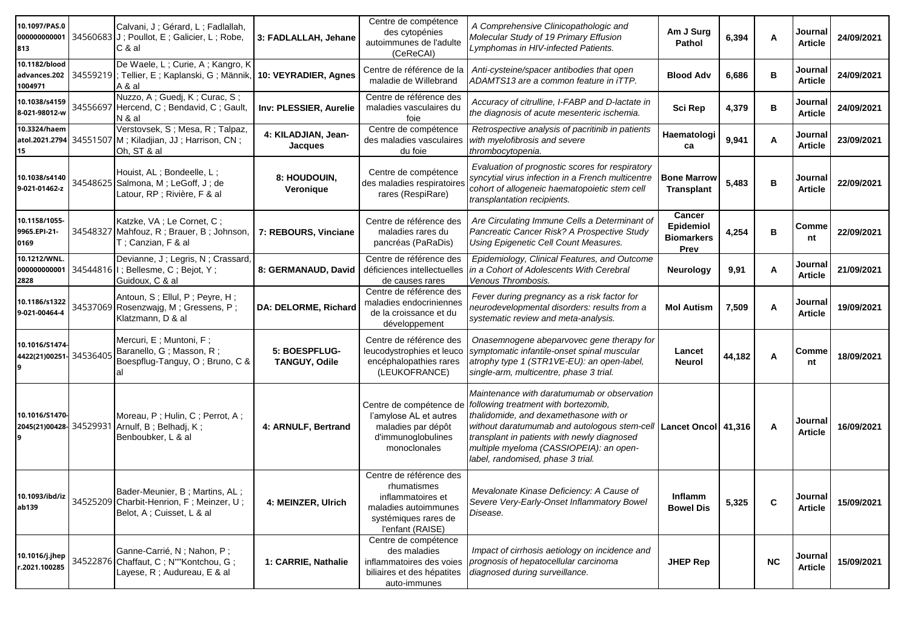| 10.1097/PAS.0000000000001813 | 34560683 | Calvani, J ; Gérard, L ; Fadlallah, J ; Poullot, E ; Galicier, L ; Robe, C & al | 3: FADLALLAH, Jehane | Centre de compétence des cytopénies autoimmunes de l'adulte (CeReCAI) | *A Comprehensive Clinicopathologic and Molecular Study of 19 Primary Effusion Lymphomas in HIV-infected Patients.* | **Am J Surg Pathol** | **6,394** | **A** | **Journal Article** | **24/09/2021** |
|---|---|---|---|---|---|---|---|---|---|---|
| 10.1182/bloodadvances.2021004971 | 34559219 | De Waele, L ; Curie, A ; Kangro, K ; Tellier, E ; Kaplanski, G ; Männik, A & al | 10: VEYRADIER, Agnes | Centre de référence de la maladie de Willebrand | *Anti-cysteine/spacer antibodies that open ADAMTS13 are a common feature in iTTP.* | **Blood Adv** | **6,686** | **B** | **Journal Article** | **24/09/2021** |
| 10.1038/s41598-021-98012-w | 34556697 | Nuzzo, A ; Guedj, K ; Curac, S ; Hercend, C ; Bendavid, C ; Gault, N & al | Inv: PLESSIER, Aurelie | Centre de référence des maladies vasculaires du foie | *Accuracy of citrulline, I-FABP and D-lactate in the diagnosis of acute mesenteric ischemia.* | **Sci Rep** | **4,379** | **B** | **Journal Article** | **24/09/2021** |
| 10.3324/haematol.2021.279415 | 34551507 | Verstovsek, S ; Mesa, R ; Talpaz, M ; Kiladjian, JJ ; Harrison, CN ; Oh, ST & al | 4: KILADJIAN, Jean-Jacques | Centre de compétence des maladies vasculaires du foie | *Retrospective analysis of pacritinib in patients with myelofibrosis and severe thrombocytopenia.* | **Haematologica** | **9,941** | **A** | **Journal Article** | **23/09/2021** |
| 10.1038/s41409-021-01462-z | 34548625 | Houist, AL ; Bondeelle, L ; Salmona, M ; LeGoff, J ; de Latour, RP ; Rivière, F & al | 8: HOUDOUIN, Veronique | Centre de compétence des maladies respiratoires rares (RespiRare) | *Evaluation of prognostic scores for respiratory syncytial virus infection in a French multicentre cohort of allogeneic haematopoietic stem cell transplantation recipients.* | **Bone Marrow Transplant** | **5,483** | **B** | **Journal Article** | **22/09/2021** |
| 10.1158/1055-9965.EPI-21-0169 | 34548327 | Katzke, VA ; Le Cornet, C ; Mahfouz, R ; Brauer, B ; Johnson, T ; Canzian, F & al | 7: REBOURS, Vinciane | Centre de référence des maladies rares du pancréas (PaRaDis) | *Are Circulating Immune Cells a Determinant of Pancreatic Cancer Risk? A Prospective Study Using Epigenetic Cell Count Measures.* | **Cancer Epidemiol Biomarkers Prev** | **4,254** | **B** | **Comment** | **22/09/2021** |
| 10.1212/WNL.0000000000012828 | 34544816 | Devianne, J ; Legris, N ; Crassard, I ; Bellesme, C ; Bejot, Y ; Guidoux, C & al | 8: GERMANAUD, David | Centre de référence des déficiences intellectuelles de causes rares | *Epidemiology, Clinical Features, and Outcome in a Cohort of Adolescents With Cerebral Venous Thrombosis.* | **Neurology** | **9,91** | **A** | **Journal Article** | **21/09/2021** |
| 10.1186/s13229-021-00464-4 | 34537069 | Antoun, S ; Ellul, P ; Peyre, H ; Rosenzwajg, M ; Gressens, P ; Klatzmann, D & al | DA: DELORME, Richard | Centre de référence des maladies endocriniennes de la croissance et du développement | *Fever during pregnancy as a risk factor for neurodevelopmental disorders: results from a systematic review and meta-analysis.* | **Mol Autism** | **7,509** | **A** | **Journal Article** | **19/09/2021** |
| 10.1016/S1474-4422(21)00251-9 | 34536405 | Mercuri, E ; Muntoni, F ; Baranello, G ; Masson, R ; Boespflug-Tanguy, O ; Bruno, C & al | 5: BOESPFLUG-TANGUY, Odile | Centre de référence des leucodystrophies et leuco encéphalopathies rares (LEUKOFRANCE) | *Onasemnogene abeparvovec gene therapy for symptomatic infantile-onset spinal muscular atrophy type 1 (STR1VE-EU): an open-label, single-arm, multicentre, phase 3 trial.* | **Lancet Neurol** | **44,182** | **A** | **Comment** | **18/09/2021** |
| 10.1016/S1470-2045(21)00428-9 | 34529931 | Moreau, P ; Hulin, C ; Perrot, A ; Arnulf, B ; Belhadj, K ; Benboubker, L & al | 4: ARNULF, Bertrand | Centre de compétence de l'amylose AL et autres maladies par dépôt d'immunoglobulines monoclonales | *Maintenance with daratumumab or observation following treatment with bortezomib, thalidomide, and dexamethasone with or without daratumumab and autologous stem-cell transplant in patients with newly diagnosed multiple myeloma (CASSIOPEIA): an open-label, randomised, phase 3 trial.* | **Lancet Oncol** | **41,316** | **A** | **Journal Article** | **16/09/2021** |
| 10.1093/ibd/izab139 | 34525209 | Bader-Meunier, B ; Martins, AL ; Charbit-Henrion, F ; Meinzer, U ; Belot, A ; Cuisset, L & al | 4: MEINZER, Ulrich | Centre de référence des rhumatismes inflammatoires et maladies autoimmunes systémiques rares de l'enfant (RAISE) | *Mevalonate Kinase Deficiency: A Cause of Severe Very-Early-Onset Inflammatory Bowel Disease.* | **Inflamm Bowel Dis** | **5,325** | **C** | **Journal Article** | **15/09/2021** |
| 10.1016/j.jhepr.2021.100285 | 34522876 | Ganne-Carrié, N ; Nahon, P ; Chaffaut, C ; N""Kontchou, G ; Layese, R ; Audureau, E & al | 1: CARRIE, Nathalie | Centre de compétence des maladies inflammatoires des voies biliaires et des hépatites auto-immunes | *Impact of cirrhosis aetiology on incidence and prognosis of hepatocellular carcinoma diagnosed during surveillance.* | **JHEP Rep** | | **NC** | **Journal Article** | **15/09/2021** |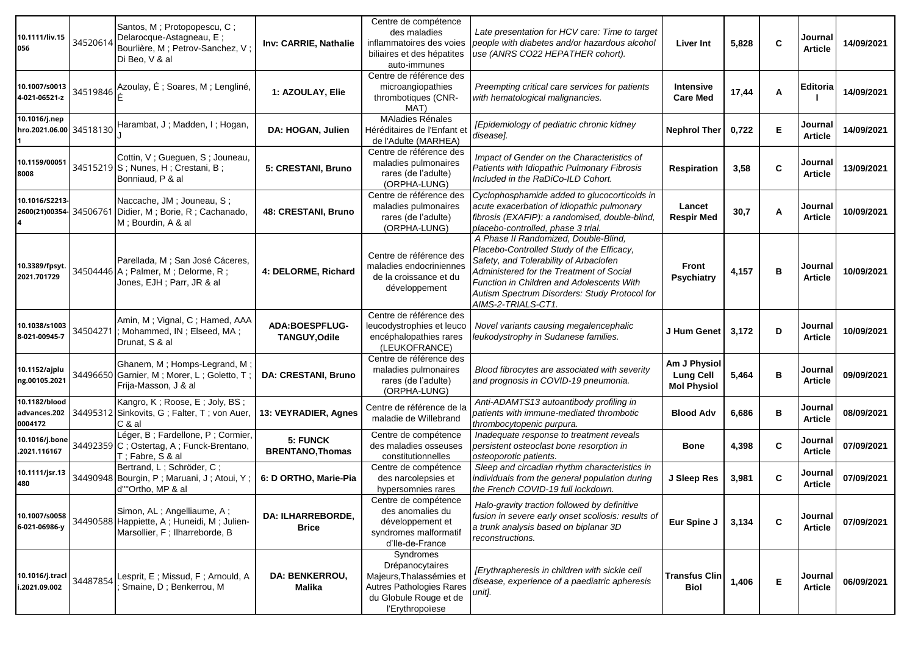| 10.1111/liv.15056 | 34520614 | Santos, M ; Protopopescu, C ; Delarocque-Astagneau, E ; Bourlière, M ; Petrov-Sanchez, V ; Di Beo, V & al | Inv: CARRIE, Nathalie | Centre de compétence des maladies inflammatoires des voies biliaires et des hépatites auto-immunes | *Late presentation for HCV care: Time to target people with diabetes and/or hazardous alcohol use (ANRS CO22 HEPATHER cohort).* | **Liver Int** | **5,828** | **C** | **Journal Article** | **14/09/2021** |
|---|---|---|---|---|---|---|---|---|---|---|
| 10.1007/s00134-021-06521-z | 34519846 | Azoulay, É ; Soares, M ; Lengliné, É | 1: AZOULAY, Elie | Centre de référence des microangiopathies thrombotiques (CNR-MAT) | *Preempting critical care services for patients with hematological malignancies.* | **Intensive Care Med** | **17,44** | **A** | **Editorial** | **14/09/2021** |
| 10.1016/j.nephro.2021.06.001 | 34518130 | Harambat, J ; Madden, I ; Hogan, J | DA: HOGAN, Julien | MAladies Rénales Héréditaires de l'Enfant et de l'Adulte (MARHEA) | *[Epidemiology of pediatric chronic kidney disease].* | **Nephrol Ther** | **0,722** | **E** | **Journal Article** | **14/09/2021** |
| 10.1159/000518008 | 34515219 | Cottin, V ; Gueguen, S ; Jouneau, S ; Nunes, H ; Crestani, B ; Bonniaud, P & al | 5: CRESTANI, Bruno | Centre de référence des maladies pulmonaires rares (de l'adulte) (ORPHA-LUNG) | *Impact of Gender on the Characteristics of Patients with Idiopathic Pulmonary Fibrosis Included in the RaDiCo-ILD Cohort.* | **Respiration** | **3,58** | **C** | **Journal Article** | **13/09/2021** |
| 10.1016/S2213-2600(21)00354-4 | 34506761 | Naccache, JM ; Jouneau, S ; Didier, M ; Borie, R ; Cachanado, M ; Bourdin, A & al | 48: CRESTANI, Bruno | Centre de référence des maladies pulmonaires rares (de l'adulte) (ORPHA-LUNG) | *Cyclophosphamide added to glucocorticoids in acute exacerbation of idiopathic pulmonary fibrosis (EXAFIP): a randomised, double-blind, placebo-controlled, phase 3 trial.* | **Lancet Respir Med** | **30,7** | **A** | **Journal Article** | **10/09/2021** |
| 10.3389/fpsyt.2021.701729 | 34504446 | Parellada, M ; San José Cáceres, A ; Palmer, M ; Delorme, R ; Jones, EJH ; Parr, JR & al | 4: DELORME, Richard | Centre de référence des maladies endocriniennes de la croissance et du développement | *A Phase II Randomized, Double-Blind, Placebo-Controlled Study of the Efficacy, Safety, and Tolerability of Arbaclofen Administered for the Treatment of Social Function in Children and Adolescents With Autism Spectrum Disorders: Study Protocol for AIMS-2-TRIALS-CT1.* | **Front Psychiatry** | **4,157** | **B** | **Journal Article** | **10/09/2021** |
| 10.1038/s10038-021-00945-7 | 34504271 | Amin, M ; Vignal, C ; Hamed, AAA ; Mohammed, IN ; Elseed, MA ; Drunat, S & al | ADA:BOESPFLUG-TANGUY,Odile | Centre de référence des leucodystrophies et leuco encéphalopathies rares (LEUKOFRANCE) | *Novel variants causing megalencephalic leukodystrophy in Sudanese families.* | **J Hum Genet** | **3,172** | **D** | **Journal Article** | **10/09/2021** |
| 10.1152/ajplung.00105.2021 | 34496650 | Ghanem, M ; Homps-Legrand, M ; Garnier, M ; Morer, L ; Goletto, T ; Frija-Masson, J & al | DA: CRESTANI, Bruno | Centre de référence des maladies pulmonaires rares (de l'adulte) (ORPHA-LUNG) | *Blood fibrocytes are associated with severity and prognosis in COVID-19 pneumonia.* | **Am J Physiol Lung Cell Mol Physiol** | **5,464** | **B** | **Journal Article** | **09/09/2021** |
| 10.1182/bloodadvances.2020004172 | 34495312 | Kangro, K ; Roose, E ; Joly, BS ; Sinkovits, G ; Falter, T ; von Auer, C & al | 13: VEYRADIER, Agnes | Centre de référence de la maladie de Willebrand | *Anti-ADAMTS13 autoantibody profiling in patients with immune-mediated thrombotic thrombocytopenic purpura.* | **Blood Adv** | **6,686** | **B** | **Journal Article** | **08/09/2021** |
| 10.1016/j.bone.2021.116167 | 34492359 | Léger, B ; Fardellone, P ; Cormier, C ; Ostertag, A ; Funck-Brentano, T ; Fabre, S & al | 5: FUNCK BRENTANO,Thomas | Centre de compétence des maladies osseuses constitutionnelles | *Inadequate response to treatment reveals persistent osteoclast bone resorption in osteoporotic patients.* | **Bone** | **4,398** | **C** | **Journal Article** | **07/09/2021** |
| 10.1111/jsr.13480 | 34490948 | Bertrand, L ; Schröder, C ; Bourgin, P ; Maruani, J ; Atoui, Y ; d""Ortho, MP & al | 6: D ORTHO, Marie-Pia | Centre de compétence des narcolepsies et hypersomnies rares | *Sleep and circadian rhythm characteristics in individuals from the general population during the French COVID-19 full lockdown.* | **J Sleep Res** | **3,981** | **C** | **Journal Article** | **07/09/2021** |
| 10.1007/s00586-021-06986-y | 34490588 | Simon, AL ; Angelliaume, A ; Happiette, A ; Huneidi, M ; Julien-Marsollier, F ; Ilharreborde, B | DA: ILHARREBORDE, Brice | Centre de compétence des anomalies du développement et syndromes malformatif d'Ile-de-France | *Halo-gravity traction followed by definitive fusion in severe early onset scoliosis: results of a trunk analysis based on biplanar 3D reconstructions.* | **Eur Spine J** | **3,134** | **C** | **Journal Article** | **07/09/2021** |
| 10.1016/j.tracli.2021.09.002 | 34487854 | Lesprit, E ; Missud, F ; Arnould, A ; Smaine, D ; Benkerrou, M | DA: BENKERROU, Malika | Syndromes Drépanocytaires Majeurs,Thalassémies et Autres Pathologies Rares du Globule Rouge et de l'Erythropoïese | *[Erythrapheresis in children with sickle cell disease, experience of a paediatric apheresis unit].* | **Transfus Clin Biol** | **1,406** | **E** | **Journal Article** | **06/09/2021** |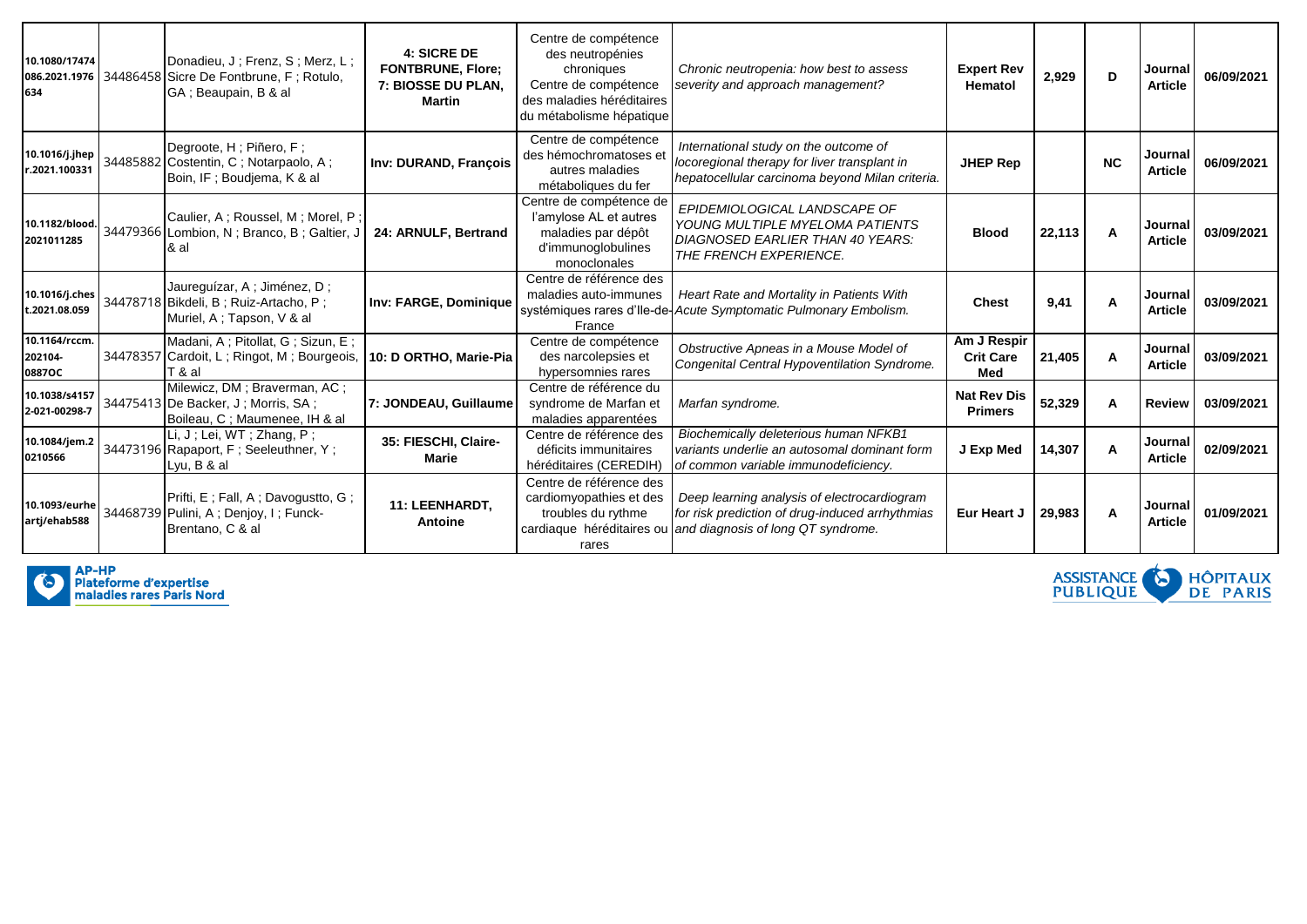| | | | | | | | | | | |
|---|---|---|---|---|---|---|---|---|---|---|
| 10.1080/17474086.2021.1976634 | 34486458 | Donadieu, J ; Frenz, S ; Merz, L ; Sicre De Fontbrune, F ; Rotulo, GA ; Beaupain, B & al | **4: SICRE DE FONTBRUNE, Flore; 7: BIOSSE DU PLAN, Martin** | Centre de compétence des neutropénies chroniques Centre de compétence des maladies héréditaires du métabolisme hépatique | *Chronic neutropenia: how best to assess severity and approach management?* | **Expert Rev Hematol** | **2,929** | **D** | **Journal Article** | **06/09/2021** |
| 10.1016/j.jhepr.2021.100331 | 34485882 | Degroote, H ; Piñero, F ; Costentin, C ; Notarpaolo, A ; Boin, IF ; Boudjema, K & al | **Inv: DURAND, François** | Centre de compétence des hémochromatoses et autres maladies métaboliques du fer | *International study on the outcome of locoregional therapy for liver transplant in hepatocellular carcinoma beyond Milan criteria.* | **JHEP Rep** | | **NC** | **Journal Article** | **06/09/2021** |
| 10.1182/blood.2021011285 | 34479366 | Caulier, A ; Roussel, M ; Morel, P ; Lombion, N ; Branco, B ; Galtier, J & al | **24: ARNULF, Bertrand** | Centre de compétence de l'amylose AL et autres maladies par dépôt d'immunoglobulines monoclonales | *EPIDEMIOLOGICAL LANDSCAPE OF YOUNG MULTIPLE MYELOMA PATIENTS DIAGNOSED EARLIER THAN 40 YEARS: THE FRENCH EXPERIENCE.* | **Blood** | **22,113** | **A** | **Journal Article** | **03/09/2021** |
| 10.1016/j.chest.2021.08.059 | 34478718 | Jaureguízar, A ; Jiménez, D ; Bikdeli, B ; Ruiz-Artacho, P ; Muriel, A ; Tapson, V & al | **Inv: FARGE, Dominique** | Centre de référence des maladies auto-immunes systémiques rares d'Ile-de-France | *Heart Rate and Mortality in Patients With Acute Symptomatic Pulmonary Embolism.* | **Chest** | **9,41** | **A** | **Journal Article** | **03/09/2021** |
| 10.1164/rccm.202104-0887OC | 34478357 | Madani, A ; Pitollat, G ; Sizun, E ; Cardoit, L ; Ringot, M ; Bourgeois, T & al | **10: D ORTHO, Marie-Pia** | Centre de compétence des narcolepsies et hypersomnies rares | *Obstructive Apneas in a Mouse Model of Congenital Central Hypoventilation Syndrome.* | **Am J Respir Crit Care Med** | **21,405** | **A** | **Journal Article** | **03/09/2021** |
| 10.1038/s41572-021-00298-7 | 34475413 | Milewicz, DM ; Braverman, AC ; De Backer, J ; Morris, SA ; Boileau, C ; Maumenee, IH & al | **7: JONDEAU, Guillaume** | Centre de référence du syndrome de Marfan et maladies apparentées | *Marfan syndrome.* | **Nat Rev Dis Primers** | **52,329** | **A** | **Review** | **03/09/2021** |
| 10.1084/jem.20210566 | 34473196 | Li, J ; Lei, WT ; Zhang, P ; Rapaport, F ; Seeleuthner, Y ; Lyu, B & al | **35: FIESCHI, Claire-Marie** | Centre de référence des déficits immunitaires héréditaires (CEREDIH) | *Biochemically deleterious human NFKB1 variants underlie an autosomal dominant form of common variable immunodeficiency.* | **J Exp Med** | **14,307** | **A** | **Journal Article** | **02/09/2021** |
| 10.1093/eurheartj/ehab588 | 34468739 | Prifti, E ; Fall, A ; Davogustto, G ; Pulini, A ; Denjoy, I ; Funck-Brentano, C & al | **11: LEENHARDT, Antoine** | Centre de référence des cardiomyopathies et des troubles du rythme cardiaque héréditaires ou rares | *Deep learning analysis of electrocardiogram for risk prediction of drug-induced arrhythmias and diagnosis of long QT syndrome.* | **Eur Heart J** | **29,983** | **A** | **Journal Article** | **01/09/2021** |

AP-HP
Plateforme d'expertise maladies rares Paris Nord

ASSISTANCE PUBLIQUE HÔPITAUX DE PARIS